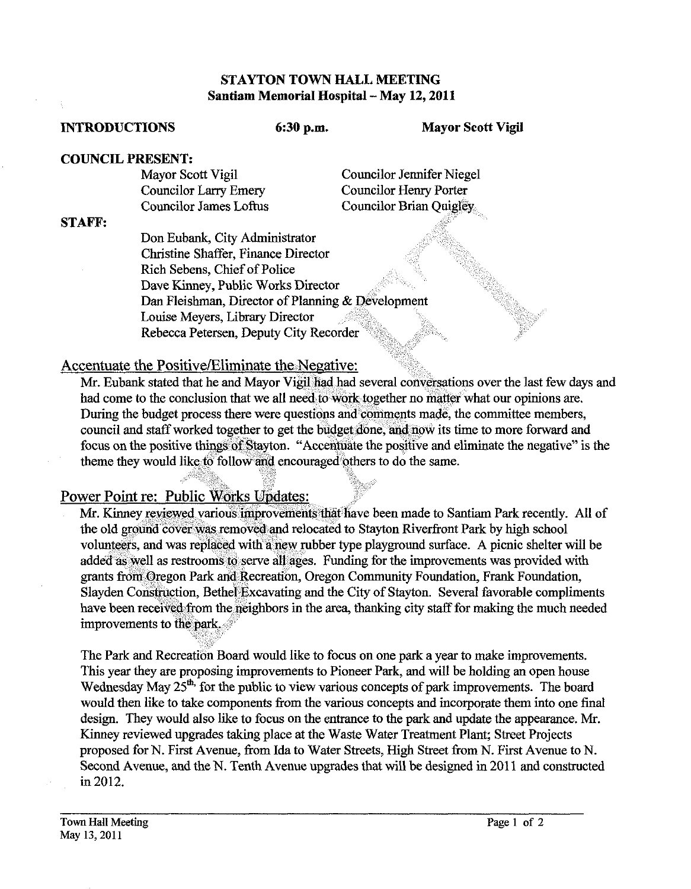# STAYTON TOWN HALL MEETING
## Santiam Memorial Hospital – May 12, 2011

**INTRODUCTIONS** **6:30 p.m.** **Mayor Scott Vigil**

**COUNCIL PRESENT:**

Mayor Scott Vigil
Councilor Larry Emery
Councilor James Loftus
Councilor Jennifer Niegel
Councilor Henry Porter
Councilor Brian Quigley

**STAFF:**

Don Eubank, City Administrator
Christine Shaffer, Finance Director
Rich Sebens, Chief of Police
Dave Kinney, Public Works Director
Dan Fleishman, Director of Planning & Development
Louise Meyers, Library Director
Rebecca Petersen, Deputy City Recorder

## Accentuate the Positive/Eliminate the Negative:

Mr. Eubank stated that he and Mayor Vigil had had several conversations over the last few days and had come to the conclusion that we all need to work together no matter what our opinions are. During the budget process there were questions and comments made, the committee members, council and staff worked together to get the budget done, and now its time to more forward and focus on the positive things of Stayton. "Accentuate the positive and eliminate the negative" is the theme they would like to follow and encouraged others to do the same.

## Power Point re: Public Works Updates:

Mr. Kinney reviewed various improvements that have been made to Santiam Park recently. All of the old ground cover was removed and relocated to Stayton Riverfront Park by high school volunteers, and was replaced with a new rubber type playground surface. A picnic shelter will be added as well as restrooms to serve all ages. Funding for the improvements was provided with grants from Oregon Park and Recreation, Oregon Community Foundation, Frank Foundation, Slayden Construction, Bethel Excavating and the City of Stayton. Several favorable compliments have been received from the neighbors in the area, thanking city staff for making the much needed improvements to the park.

The Park and Recreation Board would like to focus on one park a year to make improvements. This year they are proposing improvements to Pioneer Park, and will be holding an open house Wednesday May 25th, for the public to view various concepts of park improvements. The board would then like to take components from the various concepts and incorporate them into one final design. They would also like to focus on the entrance to the park and update the appearance. Mr. Kinney reviewed upgrades taking place at the Waste Water Treatment Plant; Street Projects proposed for N. First Avenue, from Ida to Water Streets, High Street from N. First Avenue to N. Second Avenue, and the N. Tenth Avenue upgrades that will be designed in 2011 and constructed in 2012.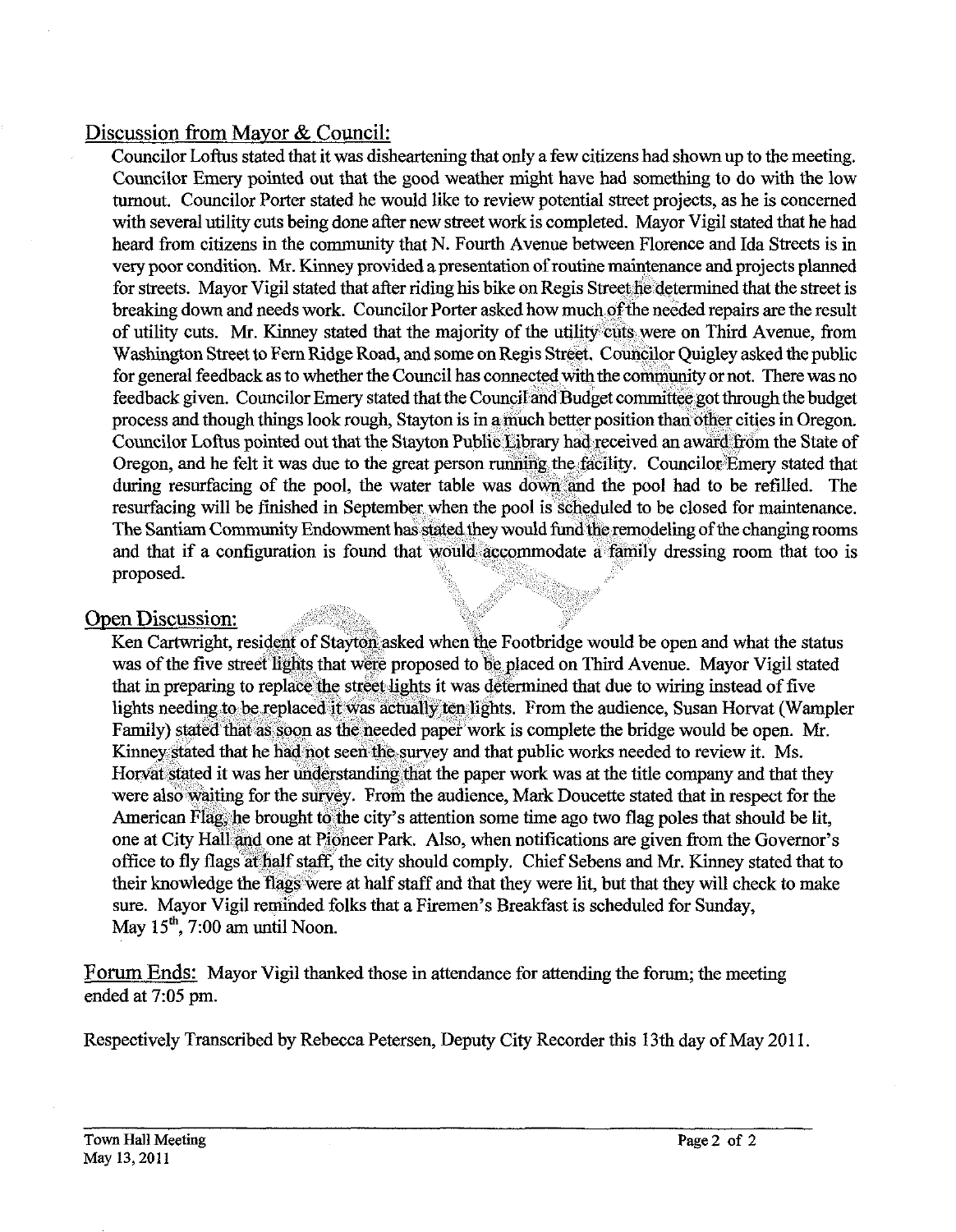## Discussion from Mayor & Council:

Councilor Loftus stated that it was disheartening that only a few citizens had shown up to the meeting. Councilor Emery pointed out that the good weather might have had something to do with the low turnout. Councilor Porter stated he would like to review potential street projects, as he is concerned with several utility cuts being done after new street work is completed. Mayor Vigil stated that he had heard from citizens in the community that N. Fourth Avenue between Florence and Ida Streets is in very poor condition. Mr. Kinney provided a presentation of routine maintenance and projects planned for streets. Mayor Vigil stated that after riding his bike on Regis Street he determined that the street is breaking down and needs work. Councilor Porter asked how much of the needed repairs are the result of utility cuts. Mr. Kinney stated that the majority of the utility cuts were on Third Avenue, from Washington Street to Fern Ridge Road, and some on Regis Street. Councilor Quigley asked the public for general feedback as to whether the Council has connected with the community or not. There was no feedback given. Councilor Emery stated that the Council and Budget committee got through the budget process and though things look rough, Stayton is in a much better position than other cities in Oregon. Councilor Loftus pointed out that the Stayton Public Library had received an award from the State of Oregon, and he felt it was due to the great person running the facility. Councilor Emery stated that during resurfacing of the pool, the water table was down and the pool had to be refilled. The resurfacing will be finished in September when the pool is scheduled to be closed for maintenance. The Santiam Community Endowment has stated they would fund the remodeling of the changing rooms and that if a configuration is found that would accommodate a family dressing room that too is proposed.

## Open Discussion:

Ken Cartwright, resident of Stayton asked when the Footbridge would be open and what the status was of the five street lights that were proposed to be placed on Third Avenue. Mayor Vigil stated that in preparing to replace the street lights it was determined that due to wiring instead of five lights needing to be replaced it was actually ten lights. From the audience, Susan Horvat (Wampler Family) stated that as soon as the needed paper work is complete the bridge would be open. Mr. Kinney stated that he had not seen the survey and that public works needed to review it. Ms. Horvat stated it was her understanding that the paper work was at the title company and that they were also waiting for the survey. From the audience, Mark Doucette stated that in respect for the American Flag, he brought to the city's attention some time ago two flag poles that should be lit, one at City Hall and one at Pioneer Park. Also, when notifications are given from the Governor's office to fly flags at half staff, the city should comply. Chief Sebens and Mr. Kinney stated that to their knowledge the flags were at half staff and that they were lit, but that they will check to make sure. Mayor Vigil reminded folks that a Firemen's Breakfast is scheduled for Sunday, May 15th, 7:00 am until Noon.

**Forum Ends:** Mayor Vigil thanked those in attendance for attending the forum; the meeting ended at 7:05 pm.

Respectively Transcribed by Rebecca Petersen, Deputy City Recorder this 13th day of May 2011.